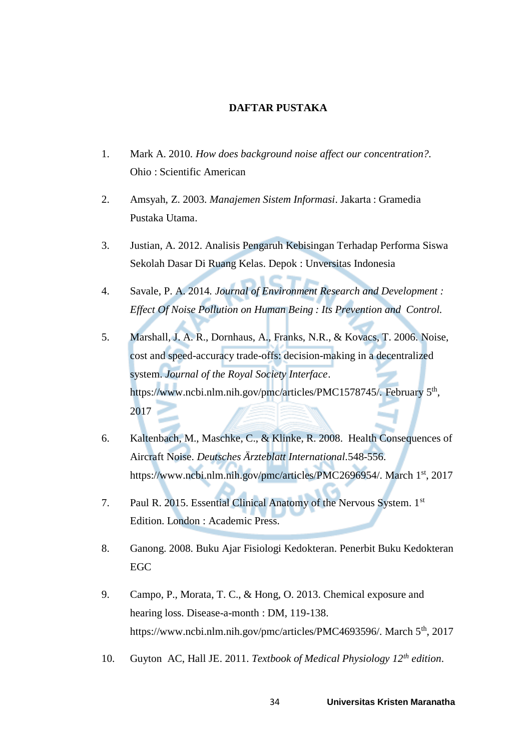# DAFTAR PUSTAKA

1. Mark A. 2010. *How does background noise affect our concentration?.* Ohio : Scientific American

2. Amsyah, Z. 2003. *Manajemen Sistem Informasi*. Jakarta : Gramedia Pustaka Utama.

3. Justian, A. 2012. Analisis Pengaruh Kebisingan Terhadap Performa Siswa Sekolah Dasar Di Ruang Kelas. Depok : Universitas Indonesia

4. Savale, P. A. 2014. *Journal of Environment Research and Development : Effect Of Noise Pollution on Human Being : Its Prevention and Control.*

5. Marshall, J. A. R., Dornhaus, A., Franks, N.R., & Kovacs, T. 2006. Noise, cost and speed-accuracy trade-offs: decision-making in a decentralized system. *Journal of the Royal Society Interface*. https://www.ncbi.nlm.nih.gov/pmc/articles/PMC1578745/. February 5th, 2017

6. Kaltenbach, M., Maschke, C., & Klinke, R. 2008. Health Consequences of Aircraft Noise. *Deutsches Ärzteblatt International*.548-556. https://www.ncbi.nlm.nih.gov/pmc/articles/PMC2696954/. March 1st, 2017

7. Paul R. 2015. Essential Clinical Anatomy of the Nervous System. 1st Edition. London : Academic Press.

8. Ganong. 2008. Buku Ajar Fisiologi Kedokteran. Penerbit Buku Kedokteran EGC

9. Campo, P., Morata, T. C., & Hong, O. 2013. Chemical exposure and hearing loss. Disease-a-month : DM, 119-138. https://www.ncbi.nlm.nih.gov/pmc/articles/PMC4693596/. March 5th, 2017

10. Guyton AC, Hall JE. 2011. *Textbook of Medical Physiology 12th edition*.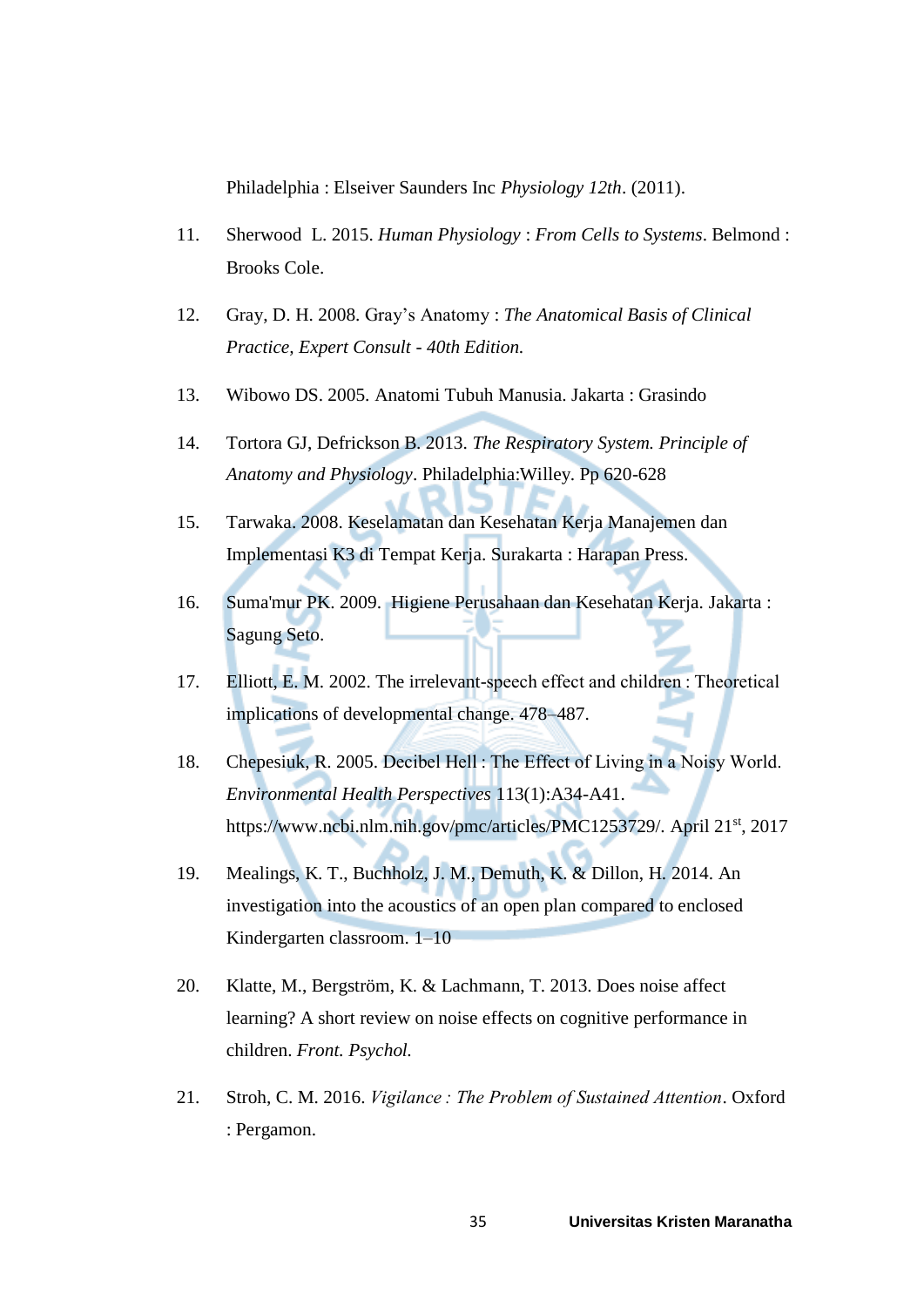Philadelphia : Elseiver Saunders Inc *Physiology 12th*. (2011).

11. Sherwood L. 2015. *Human Physiology* : *From Cells to Systems*. Belmond : Brooks Cole.

12. Gray, D. H. 2008. Gray's Anatomy : *The Anatomical Basis of Clinical Practice, Expert Consult - 40th Edition.*

13. Wibowo DS. 2005. Anatomi Tubuh Manusia. Jakarta : Grasindo

14. Tortora GJ, Defrickson B. 2013. *The Respiratory System. Principle of Anatomy and Physiology*. Philadelphia:Willey. Pp 620-628

15. Tarwaka. 2008. Keselamatan dan Kesehatan Kerja Manajemen dan Implementasi K3 di Tempat Kerja. Surakarta : Harapan Press.

16. Suma'mur PK. 2009. Higiene Perusahaan dan Kesehatan Kerja. Jakarta : Sagung Seto.

17. Elliott, E. M. 2002. The irrelevant-speech effect and children : Theoretical implications of developmental change. 478–487.

18. Chepesiuk, R. 2005. Decibel Hell : The Effect of Living in a Noisy World. *Environmental Health Perspectives* 113(1):A34-A41. https://www.ncbi.nlm.nih.gov/pmc/articles/PMC1253729/. April 21st, 2017

19. Mealings, K. T., Buchholz, J. M., Demuth, K. & Dillon, H. 2014. An investigation into the acoustics of an open plan compared to enclosed Kindergarten classroom. 1–10

20. Klatte, M., Bergström, K. & Lachmann, T. 2013. Does noise affect learning? A short review on noise effects on cognitive performance in children. *Front. Psychol.*

21. Stroh, C. M. 2016. *Vigilance : The Problem of Sustained Attention*. Oxford : Pergamon.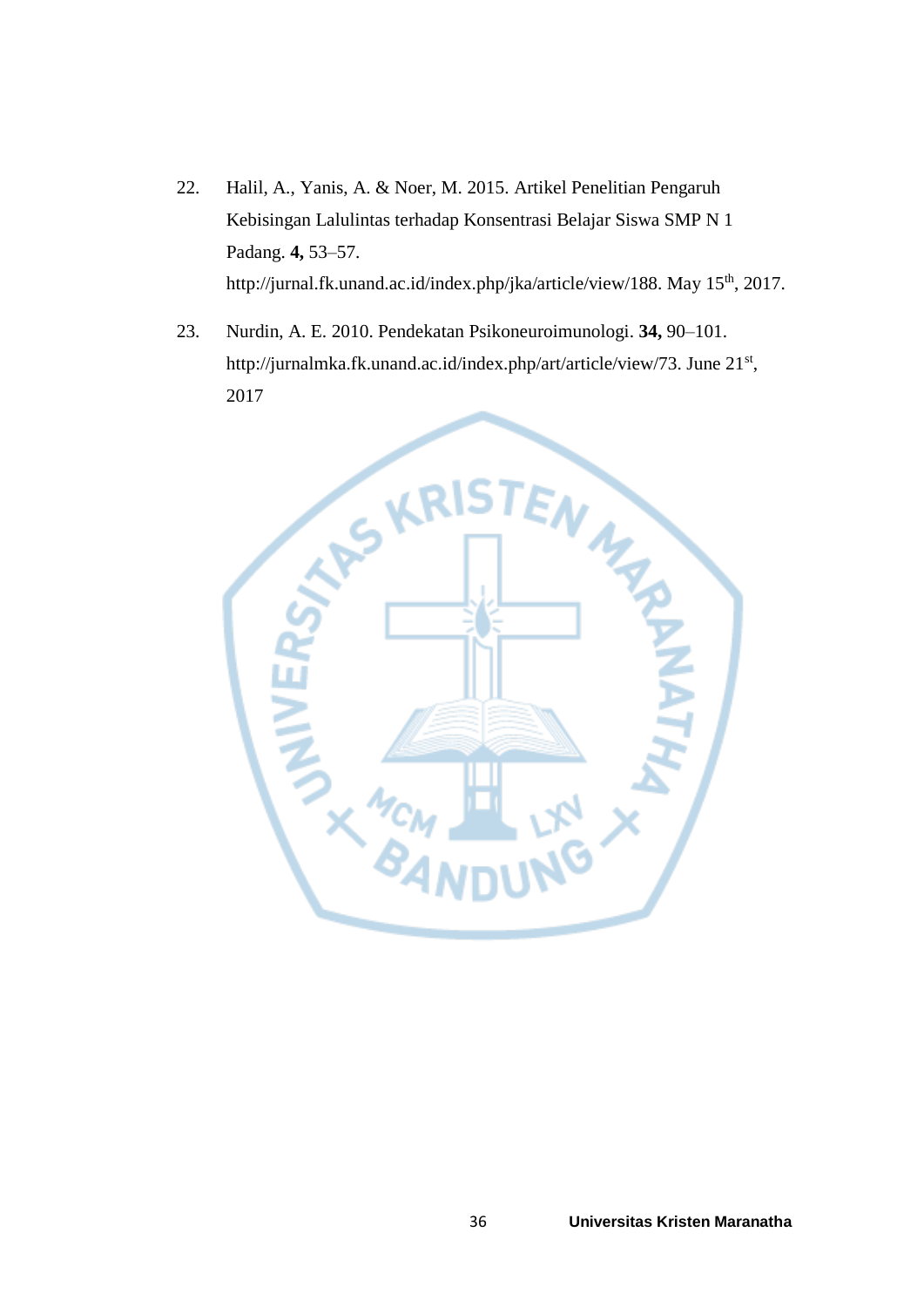22. Halil, A., Yanis, A. & Noer, M. 2015. Artikel Penelitian Pengaruh Kebisingan Lalulintas terhadap Konsentrasi Belajar Siswa SMP N 1 Padang. **4,** 53–57. http://jurnal.fk.unand.ac.id/index.php/jka/article/view/188. May 15th, 2017.

23. Nurdin, A. E. 2010. Pendekatan Psikoneuroimunologi. **34,** 90–101. http://jurnalmka.fk.unand.ac.id/index.php/art/article/view/73. June 21st, 2017